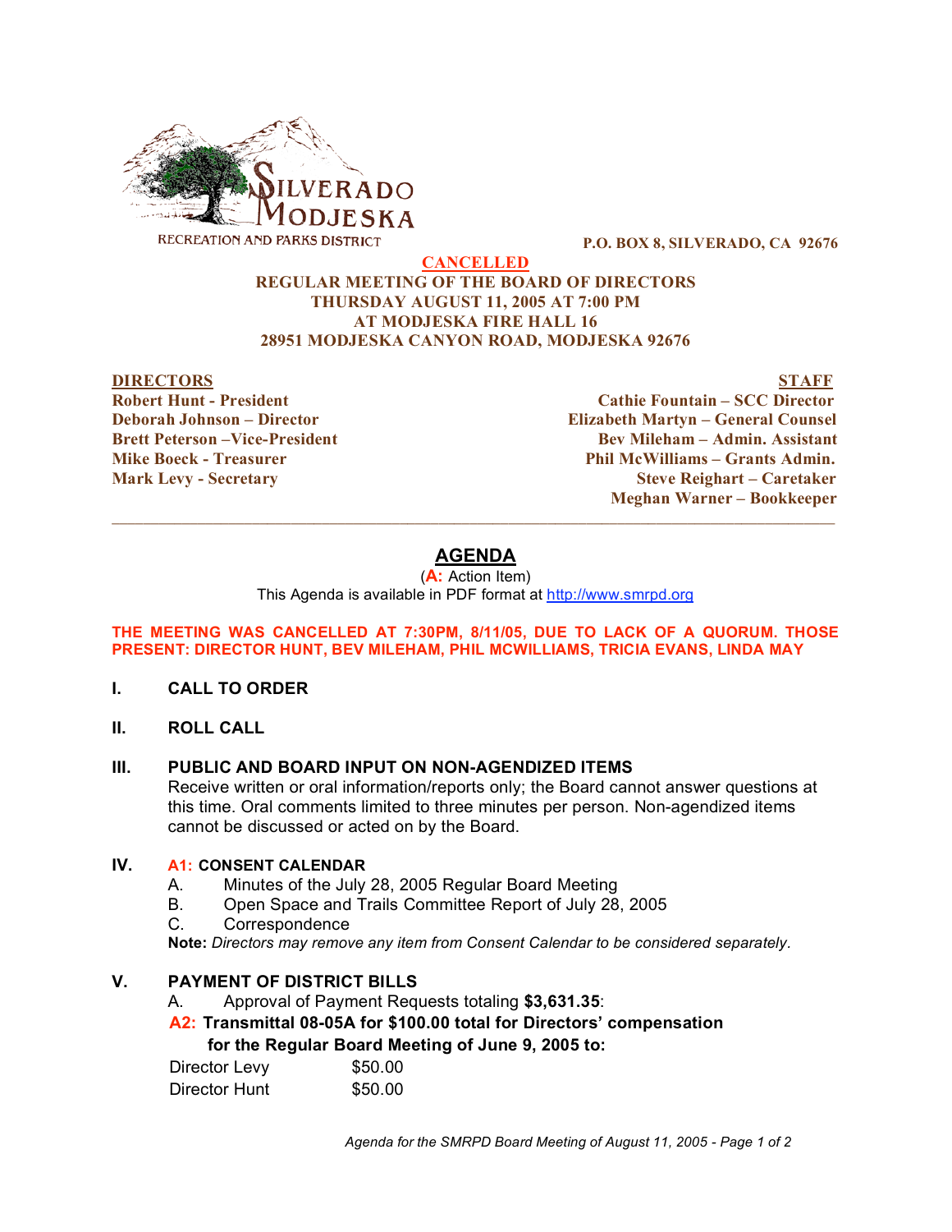SILVERADO MODJESKA

RECREATION AND PARKS DISTRICT

P.O. BOX 8, SILVERADO, CA 92676

**CANCELLED**

**REGULAR MEETING OF THE BOARD OF DIRECTORS**
**THURSDAY AUGUST 11, 2005 AT 7:00 PM**
**AT MODJESKA FIRE HALL 16**
**28951 MODJESKA CANYON ROAD, MODJESKA 92676**

**DIRECTORS**
**Robert Hunt - President**
**Deborah Johnson – Director**
**Brett Peterson –Vice-President**
**Mike Boeck - Treasurer**
**Mark Levy - Secretary**

**STAFF**
**Cathie Fountain – SCC Director**
**Elizabeth Martyn – General Counsel**
**Bev Mileham – Admin. Assistant**
**Phil McWilliams – Grants Admin.**
**Steve Reighart – Caretaker**
**Meghan Warner – Bookkeeper**

---

# AGENDA

(**A:** Action Item)
This Agenda is available in PDF format at http://www.smrpd.org

**THE MEETING WAS CANCELLED AT 7:30PM, 8/11/05, DUE TO LACK OF A QUORUM. THOSE PRESENT: DIRECTOR HUNT, BEV MILEHAM, PHIL MCWILLIAMS, TRICIA EVANS, LINDA MAY**

## I. CALL TO ORDER

## II. ROLL CALL

## III. PUBLIC AND BOARD INPUT ON NON-AGENDIZED ITEMS

Receive written or oral information/reports only; the Board cannot answer questions at this time. Oral comments limited to three minutes per person. Non-agendized items cannot be discussed or acted on by the Board.

## IV. A1: CONSENT CALENDAR

A. Minutes of the July 28, 2005 Regular Board Meeting
B. Open Space and Trails Committee Report of July 28, 2005
C. Correspondence

**Note:** *Directors may remove any item from Consent Calendar to be considered separately.*

## V. PAYMENT OF DISTRICT BILLS

A. Approval of Payment Requests totaling **$3,631.35**:

**A2: Transmittal 08-05A for $100.00 total for Directors' compensation for the Regular Board Meeting of June 9, 2005 to:**

| | |
|---|---|
| Director Levy | $50.00 |
| Director Hunt | $50.00 |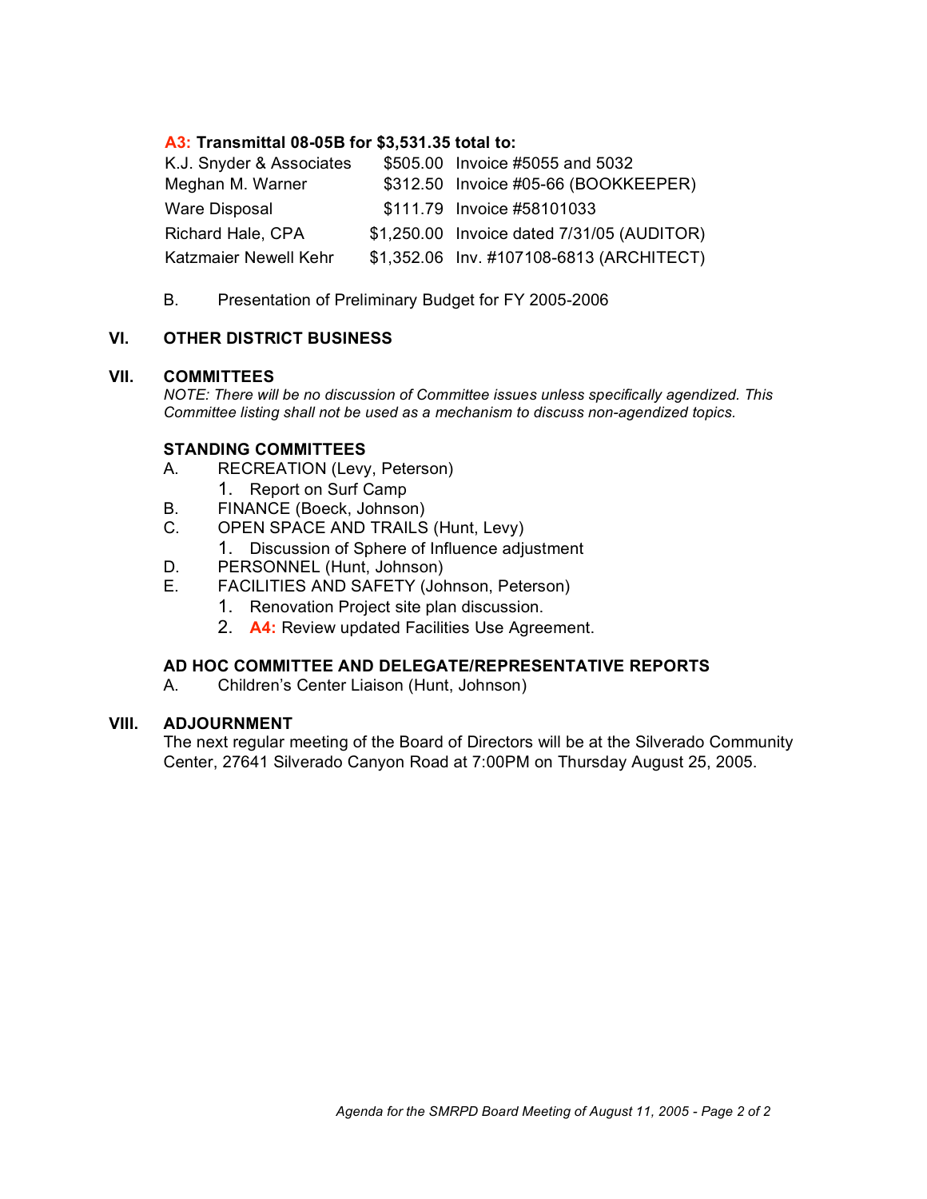**A3: Transmittal 08-05B for $3,531.35 total to:**

| | | |
|---|---|---|
| K.J. Snyder & Associates | $505.00 | Invoice #5055 and 5032 |
| Meghan M. Warner | $312.50 | Invoice #05-66 (BOOKKEEPER) |
| Ware Disposal | $111.79 | Invoice #58101033 |
| Richard Hale, CPA | $1,250.00 | Invoice dated 7/31/05 (AUDITOR) |
| Katzmaier Newell Kehr | $1,352.06 | Inv. #107108-6813 (ARCHITECT) |

B. Presentation of Preliminary Budget for FY 2005-2006

## VI. OTHER DISTRICT BUSINESS

## VII. COMMITTEES

*NOTE: There will be no discussion of Committee issues unless specifically agendized. This Committee listing shall not be used as a mechanism to discuss non-agendized topics.*

### STANDING COMMITTEES

A. RECREATION (Levy, Peterson)
   1. Report on Surf Camp

B. FINANCE (Boeck, Johnson)

C. OPEN SPACE AND TRAILS (Hunt, Levy)
   1. Discussion of Sphere of Influence adjustment

D. PERSONNEL (Hunt, Johnson)

E. FACILITIES AND SAFETY (Johnson, Peterson)
   1. Renovation Project site plan discussion.
   2. **A4:** Review updated Facilities Use Agreement.

### AD HOC COMMITTEE AND DELEGATE/REPRESENTATIVE REPORTS

A. Children's Center Liaison (Hunt, Johnson)

## VIII. ADJOURNMENT

The next regular meeting of the Board of Directors will be at the Silverado Community Center, 27641 Silverado Canyon Road at 7:00PM on Thursday August 25, 2005.